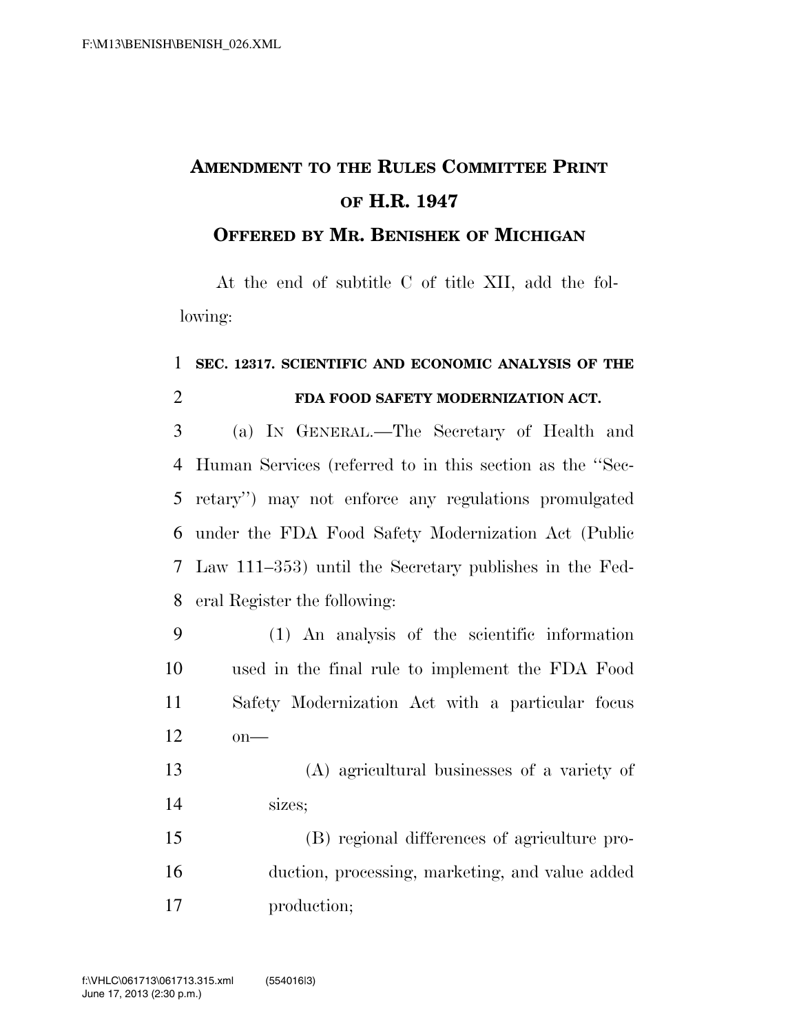# AMENDMENT TO THE RULES COMMITTEE PRINT OF H.R. 1947

## OFFERED BY MR. BENISHEK OF MICHIGAN

At the end of subtitle C of title XII, add the following:

**SEC. 12317. SCIENTIFIC AND ECONOMIC ANALYSIS OF THE FDA FOOD SAFETY MODERNIZATION ACT.**

(a) IN GENERAL.—The Secretary of Health and Human Services (referred to in this section as the "Secretary") may not enforce any regulations promulgated under the FDA Food Safety Modernization Act (Public Law 111–353) until the Secretary publishes in the Federal Register the following:

(1) An analysis of the scientific information used in the final rule to implement the FDA Food Safety Modernization Act with a particular focus on—

(A) agricultural businesses of a variety of sizes;

(B) regional differences of agriculture production, processing, marketing, and value added production;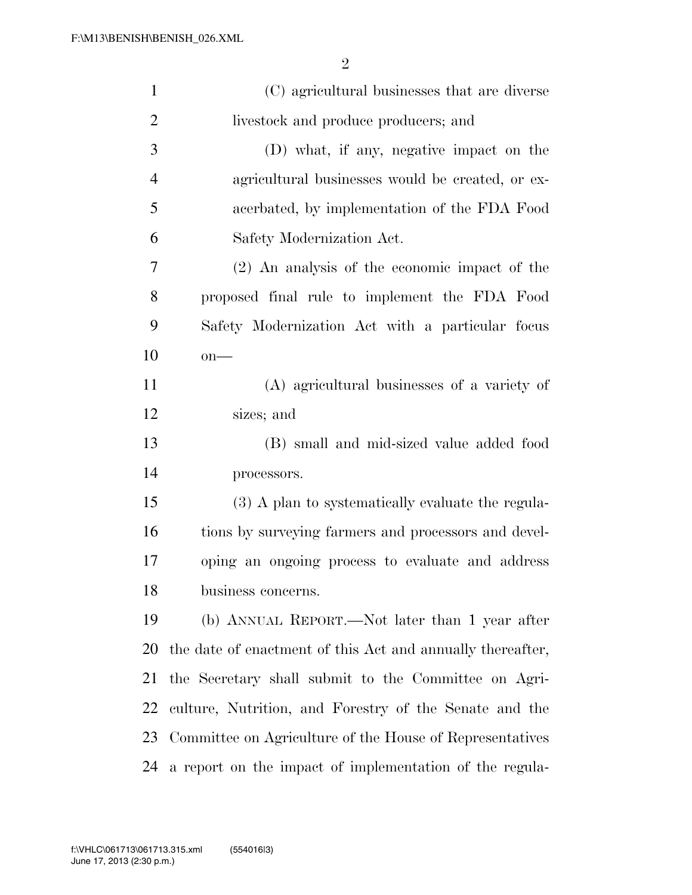(C) agricultural businesses that are diverse livestock and produce producers; and

(D) what, if any, negative impact on the agricultural businesses would be created, or exacerbated, by implementation of the FDA Food Safety Modernization Act.

(2) An analysis of the economic impact of the proposed final rule to implement the FDA Food Safety Modernization Act with a particular focus on—

(A) agricultural businesses of a variety of sizes; and

(B) small and mid-sized value added food processors.

(3) A plan to systematically evaluate the regulations by surveying farmers and processors and developing an ongoing process to evaluate and address business concerns.

(b) ANNUAL REPORT.—Not later than 1 year after the date of enactment of this Act and annually thereafter, the Secretary shall submit to the Committee on Agriculture, Nutrition, and Forestry of the Senate and the Committee on Agriculture of the House of Representatives a report on the impact of implementation of the regula-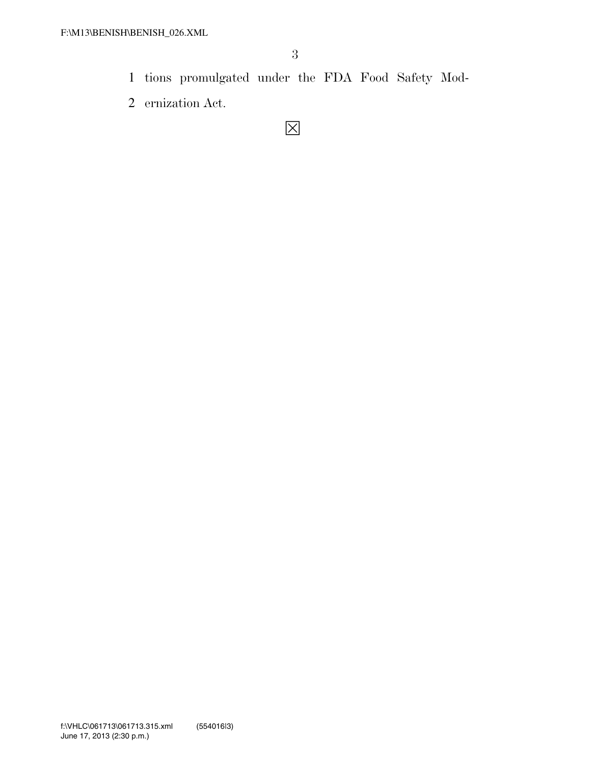tions promulgated under the FDA Food Safety Modernization Act.